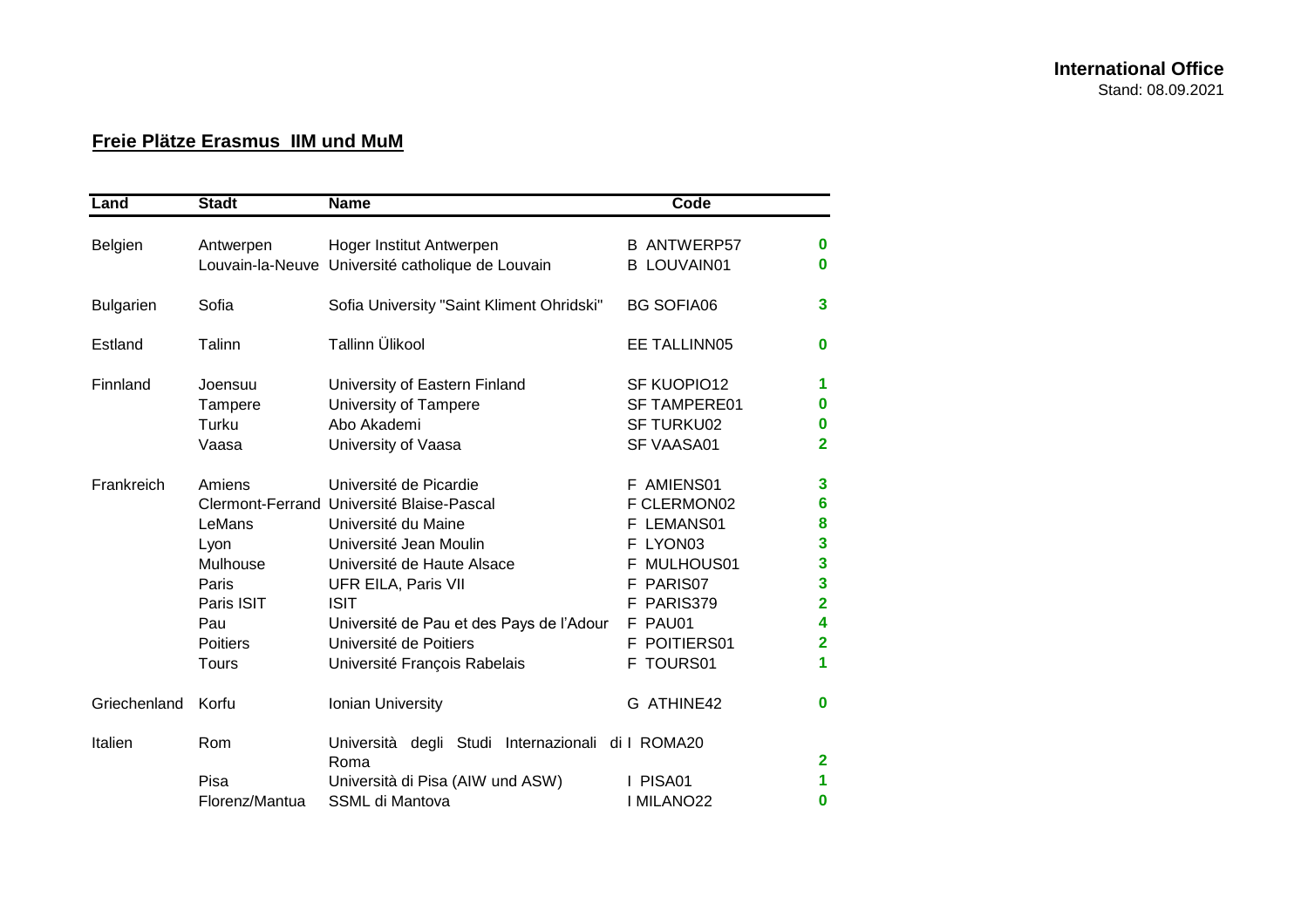**International Office**
Stand: 08.09.2021

## Freie Plätze Erasmus IIM und MuM

| Land | Stadt | Name | Code | |
|---|---|---|---|---|
| Belgien | Antwerpen | Hoger Institut Antwerpen | B ANTWERP57 | 0 |
| | Louvain-la-Neuve | Université catholique de Louvain | B LOUVAIN01 | 0 |
| Bulgarien | Sofia | Sofia University "Saint Kliment Ohridski" | BG SOFIA06 | 3 |
| Estland | Talinn | Tallinn Ülikool | EE TALLINN05 | 0 |
| Finnland | Joensuu | University of Eastern Finland | SF KUOPIO12 | 1 |
| | Tampere | University of Tampere | SF TAMPERE01 | 0 |
| | Turku | Abo Akademi | SF TURKU02 | 0 |
| | Vaasa | University of Vaasa | SF VAASA01 | 2 |
| Frankreich | Amiens | Université de Picardie | F AMIENS01 | 3 |
| | Clermont-Ferrand | Université Blaise-Pascal | F CLERMON02 | 6 |
| | LeMans | Université du Maine | F LEMANS01 | 8 |
| | Lyon | Université Jean Moulin | F LYON03 | 3 |
| | Mulhouse | Université de Haute Alsace | F MULHOUS01 | 3 |
| | Paris | UFR EILA, Paris VII | F PARIS07 | 3 |
| | Paris ISIT | ISIT | F PARIS379 | 2 |
| | Pau | Université de Pau et des Pays de l'Adour | F PAU01 | 4 |
| | Poitiers | Université de Poitiers | F POITIERS01 | 2 |
| | Tours | Université François Rabelais | F TOURS01 | 1 |
| Griechenland | Korfu | Ionian University | G ATHINE42 | 0 |
| Italien | Rom | Università degli Studi Internazionali di Roma | I ROMA20 | 2 |
| | Pisa | Università di Pisa (AIW und ASW) | I PISA01 | 1 |
| | Florenz/Mantua | SSML di Mantova | I MILANO22 | 0 |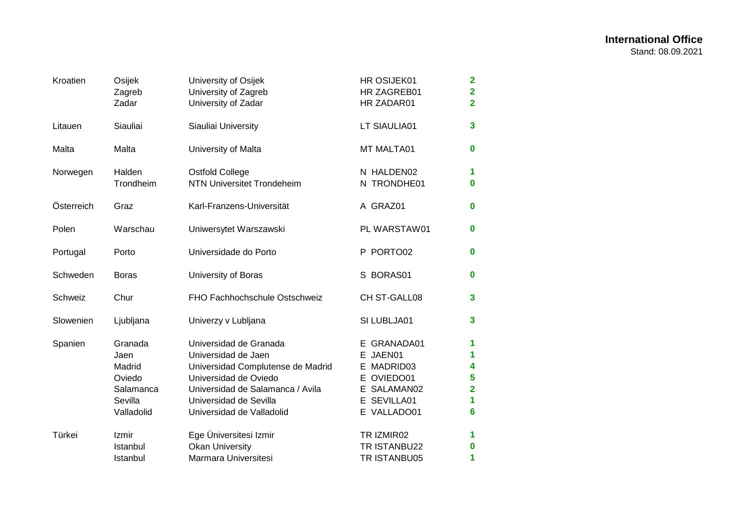**International Office**
Stand: 08.09.2021

| | | | | |
|---|---|---|---|---|
| Kroatien | Osijek | University of Osijek | HR OSIJEK01 | **2** |
| | Zagreb | University of Zagreb | HR ZAGREB01 | **2** |
| | Zadar | University of Zadar | HR ZADAR01 | **2** |
| Litauen | Siauliai | Siauliai University | LT SIAULIA01 | **3** |
| Malta | Malta | University of Malta | MT MALTA01 | **0** |
| Norwegen | Halden | Ostfold College | N HALDEN02 | **1** |
| | Trondheim | NTN Universitet Trondeheim | N TRONDHE01 | **0** |
| Österreich | Graz | Karl-Franzens-Universität | A GRAZ01 | **0** |
| Polen | Warschau | Uniwersytet Warszawski | PL WARSTAW01 | **0** |
| Portugal | Porto | Universidade do Porto | P PORTO02 | **0** |
| Schweden | Boras | University of Boras | S BORAS01 | **0** |
| Schweiz | Chur | FHO Fachhochschule Ostschweiz | CH ST-GALL08 | **3** |
| Slowenien | Ljubljana | Univerzy v Lubljana | SI LUBLJA01 | **3** |
| Spanien | Granada | Universidad de Granada | E GRANADA01 | **1** |
| | Jaen | Universidad de Jaen | E JAEN01 | **1** |
| | Madrid | Universidad Complutense de Madrid | E MADRID03 | **4** |
| | Oviedo | Universidad de Oviedo | E OVIEDO01 | **5** |
| | Salamanca | Universidad de Salamanca / Avila | E SALAMAN02 | **2** |
| | Sevilla | Universidad de Sevilla | E SEVILLA01 | **1** |
| | Valladolid | Universidad de Valladolid | E VALLADO01 | **6** |
| Türkei | Izmir | Ege Üniversitesi Izmir | TR IZMIR02 | **1** |
| | Istanbul | Okan University | TR ISTANBU22 | **0** |
| | Istanbul | Marmara Universitesi | TR ISTANBU05 | **1** |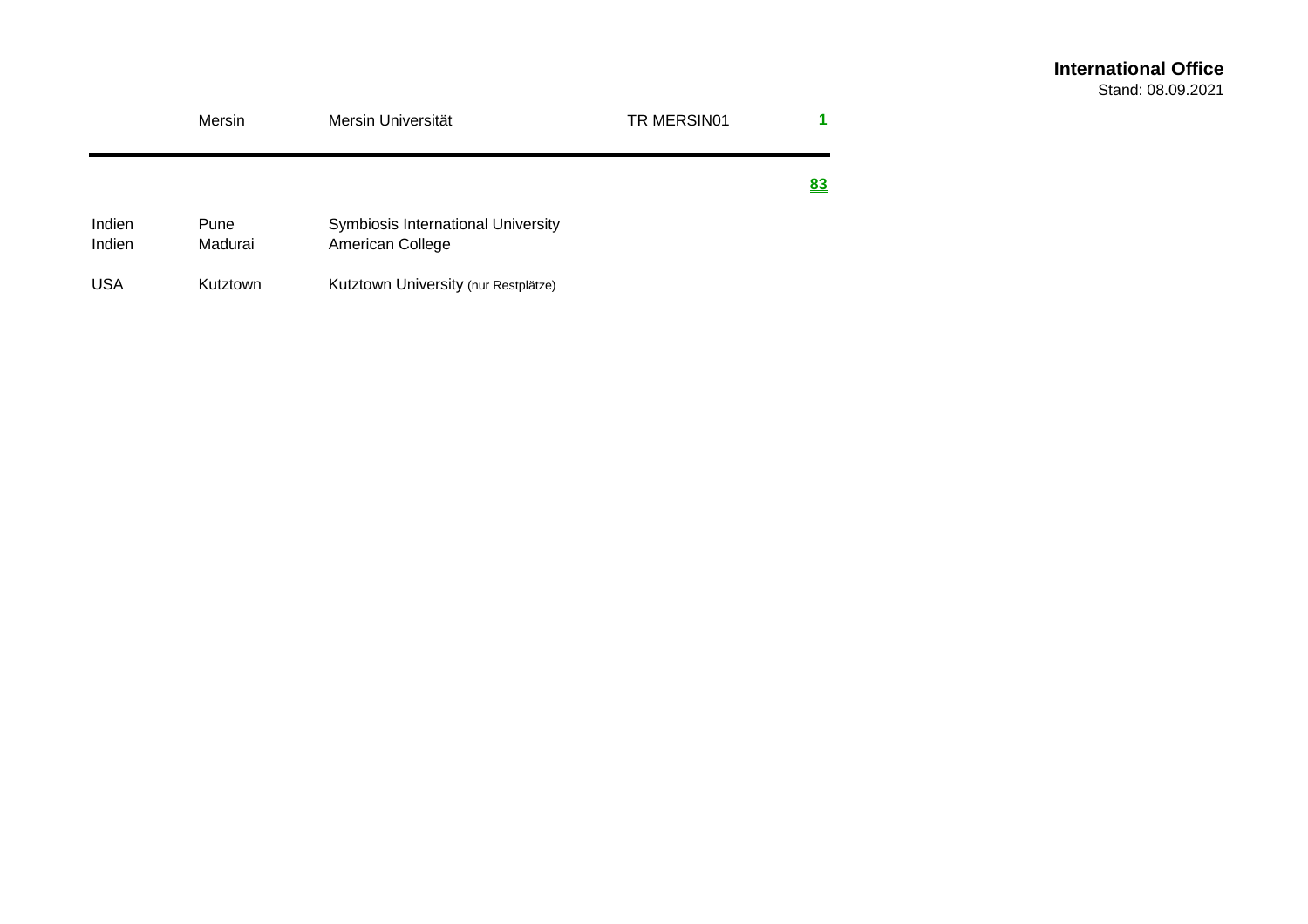**International Office**
Stand: 08.09.2021

| | | | | |
|---|---|---|---|---|
| | Mersin | Mersin Universität | TR MERSIN01 | **1** |
| | | | | **83** |

| | | |
|---|---|---|
| Indien | Pune | Symbiosis International University |
| Indien | Madurai | American College |
| USA | Kutztown | Kutztown University (nur Restplätze) |